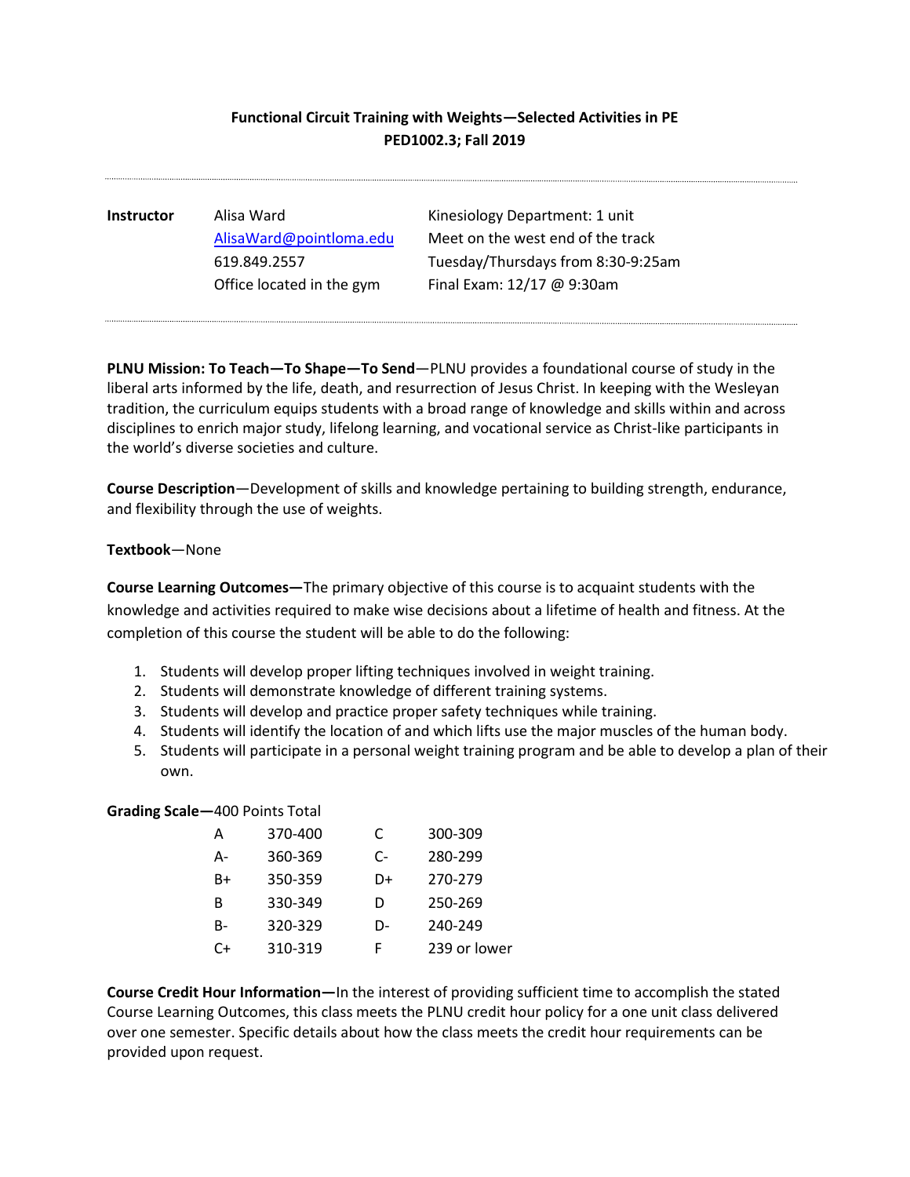**Functional Circuit Training with Weights—Selected Activities in PE**
**PED1002.3; Fall 2019**

---

| **Instructor** | Alisa Ward | Kinesiology Department: 1 unit |
|---|---|---|
| | AlisaWard@pointloma.edu | Meet on the west end of the track |
| | 619.849.2557 | Tuesday/Thursdays from 8:30-9:25am |
| | Office located in the gym | Final Exam: 12/17 @ 9:30am |

---

**PLNU Mission: To Teach—To Shape—To Send**—PLNU provides a foundational course of study in the liberal arts informed by the life, death, and resurrection of Jesus Christ. In keeping with the Wesleyan tradition, the curriculum equips students with a broad range of knowledge and skills within and across disciplines to enrich major study, lifelong learning, and vocational service as Christ-like participants in the world's diverse societies and culture.

**Course Description**—Development of skills and knowledge pertaining to building strength, endurance, and flexibility through the use of weights.

**Textbook**—None

**Course Learning Outcomes—**The primary objective of this course is to acquaint students with the knowledge and activities required to make wise decisions about a lifetime of health and fitness. At the completion of this course the student will be able to do the following:

1. Students will develop proper lifting techniques involved in weight training.
2. Students will demonstrate knowledge of different training systems.
3. Students will develop and practice proper safety techniques while training.
4. Students will identify the location of and which lifts use the major muscles of the human body.
5. Students will participate in a personal weight training program and be able to develop a plan of their own.

**Grading Scale—**400 Points Total

| | | | |
|---|---|---|---|
| A | 370-400 | C | 300-309 |
| A- | 360-369 | C- | 280-299 |
| B+ | 350-359 | D+ | 270-279 |
| B | 330-349 | D | 250-269 |
| B- | 320-329 | D- | 240-249 |
| C+ | 310-319 | F | 239 or lower |

**Course Credit Hour Information—**In the interest of providing sufficient time to accomplish the stated Course Learning Outcomes, this class meets the PLNU credit hour policy for a one unit class delivered over one semester. Specific details about how the class meets the credit hour requirements can be provided upon request.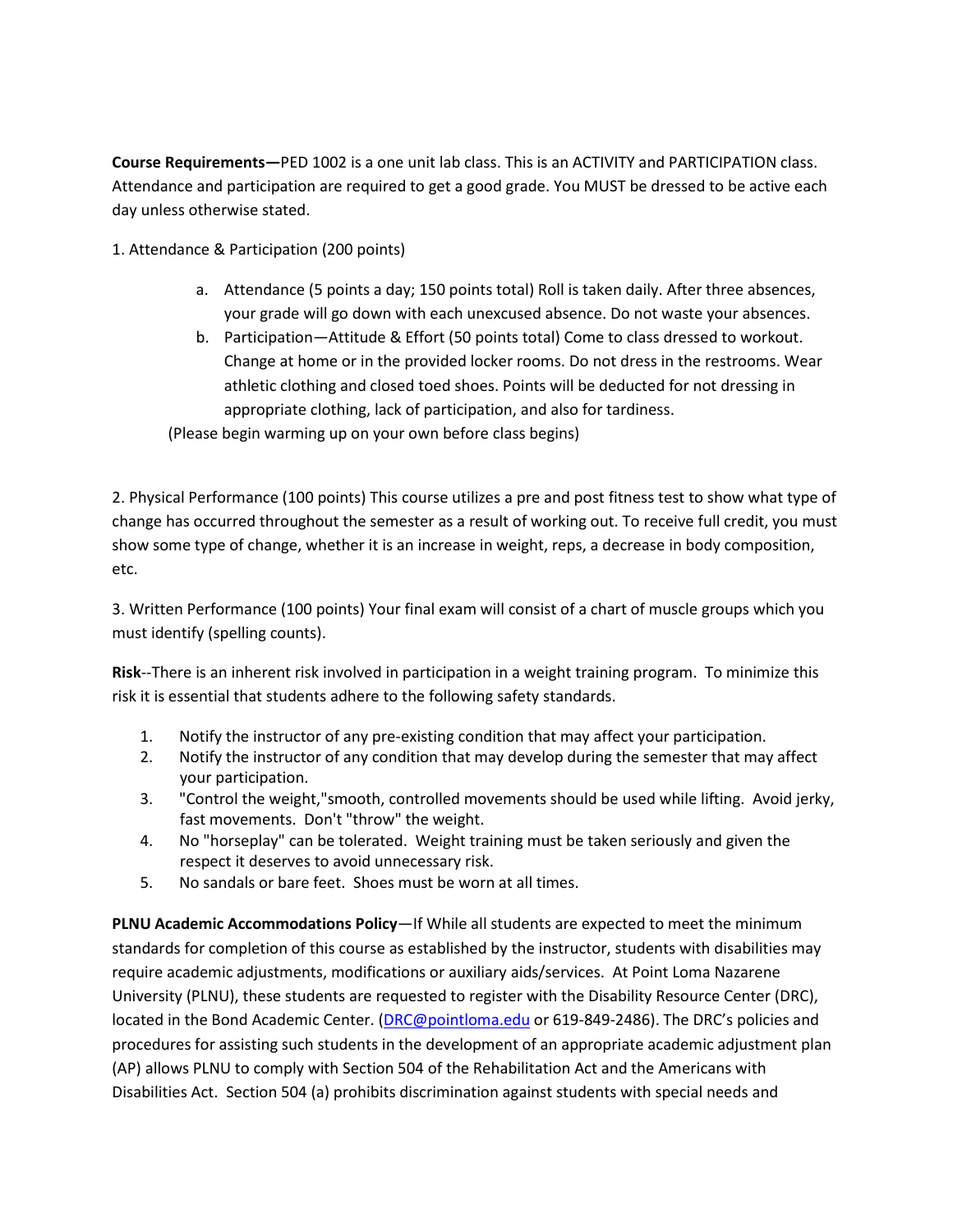**Course Requirements—**PED 1002 is a one unit lab class. This is an ACTIVITY and PARTICIPATION class. Attendance and participation are required to get a good grade. You MUST be dressed to be active each day unless otherwise stated.

1. Attendance & Participation (200 points)

   a. Attendance (5 points a day; 150 points total) Roll is taken daily. After three absences, your grade will go down with each unexcused absence. Do not waste your absences.
   b. Participation—Attitude & Effort (50 points total) Come to class dressed to workout. Change at home or in the provided locker rooms. Do not dress in the restrooms. Wear athletic clothing and closed toed shoes. Points will be deducted for not dressing in appropriate clothing, lack of participation, and also for tardiness.

   (Please begin warming up on your own before class begins)

2. Physical Performance (100 points) This course utilizes a pre and post fitness test to show what type of change has occurred throughout the semester as a result of working out. To receive full credit, you must show some type of change, whether it is an increase in weight, reps, a decrease in body composition, etc.

3. Written Performance (100 points) Your final exam will consist of a chart of muscle groups which you must identify (spelling counts).

**Risk**--There is an inherent risk involved in participation in a weight training program. To minimize this risk it is essential that students adhere to the following safety standards.

1. Notify the instructor of any pre-existing condition that may affect your participation.
2. Notify the instructor of any condition that may develop during the semester that may affect your participation.
3. "Control the weight,"smooth, controlled movements should be used while lifting. Avoid jerky, fast movements. Don't "throw" the weight.
4. No "horseplay" can be tolerated. Weight training must be taken seriously and given the respect it deserves to avoid unnecessary risk.
5. No sandals or bare feet. Shoes must be worn at all times.

**PLNU Academic Accommodations Policy**—If While all students are expected to meet the minimum standards for completion of this course as established by the instructor, students with disabilities may require academic adjustments, modifications or auxiliary aids/services. At Point Loma Nazarene University (PLNU), these students are requested to register with the Disability Resource Center (DRC), located in the Bond Academic Center. (DRC@pointloma.edu or 619-849-2486). The DRC's policies and procedures for assisting such students in the development of an appropriate academic adjustment plan (AP) allows PLNU to comply with Section 504 of the Rehabilitation Act and the Americans with Disabilities Act. Section 504 (a) prohibits discrimination against students with special needs and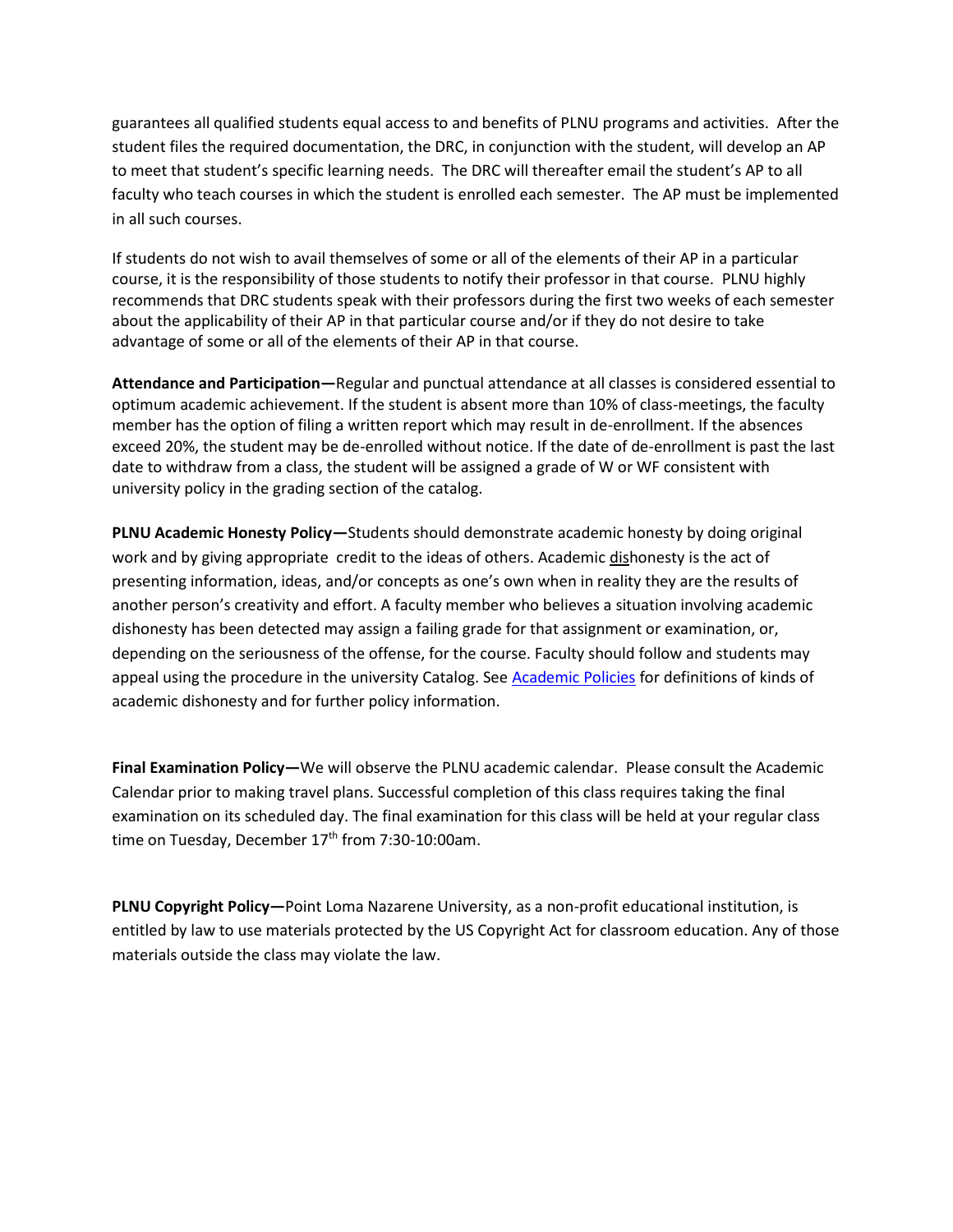guarantees all qualified students equal access to and benefits of PLNU programs and activities. After the student files the required documentation, the DRC, in conjunction with the student, will develop an AP to meet that student's specific learning needs. The DRC will thereafter email the student's AP to all faculty who teach courses in which the student is enrolled each semester. The AP must be implemented in all such courses.

If students do not wish to avail themselves of some or all of the elements of their AP in a particular course, it is the responsibility of those students to notify their professor in that course. PLNU highly recommends that DRC students speak with their professors during the first two weeks of each semester about the applicability of their AP in that particular course and/or if they do not desire to take advantage of some or all of the elements of their AP in that course.

**Attendance and Participation—**Regular and punctual attendance at all classes is considered essential to optimum academic achievement. If the student is absent more than 10% of class-meetings, the faculty member has the option of filing a written report which may result in de-enrollment. If the absences exceed 20%, the student may be de-enrolled without notice. If the date of de-enrollment is past the last date to withdraw from a class, the student will be assigned a grade of W or WF consistent with university policy in the grading section of the catalog.

**PLNU Academic Honesty Policy—**Students should demonstrate academic honesty by doing original work and by giving appropriate credit to the ideas of others. Academic <u>dis</u>honesty is the act of presenting information, ideas, and/or concepts as one's own when in reality they are the results of another person's creativity and effort. A faculty member who believes a situation involving academic dishonesty has been detected may assign a failing grade for that assignment or examination, or, depending on the seriousness of the offense, for the course. Faculty should follow and students may appeal using the procedure in the university Catalog. See Academic Policies for definitions of kinds of academic dishonesty and for further policy information.

**Final Examination Policy—**We will observe the PLNU academic calendar. Please consult the Academic Calendar prior to making travel plans. Successful completion of this class requires taking the final examination on its scheduled day. The final examination for this class will be held at your regular class time on Tuesday, December 17th from 7:30-10:00am.

**PLNU Copyright Policy—**Point Loma Nazarene University, as a non-profit educational institution, is entitled by law to use materials protected by the US Copyright Act for classroom education. Any of those materials outside the class may violate the law.